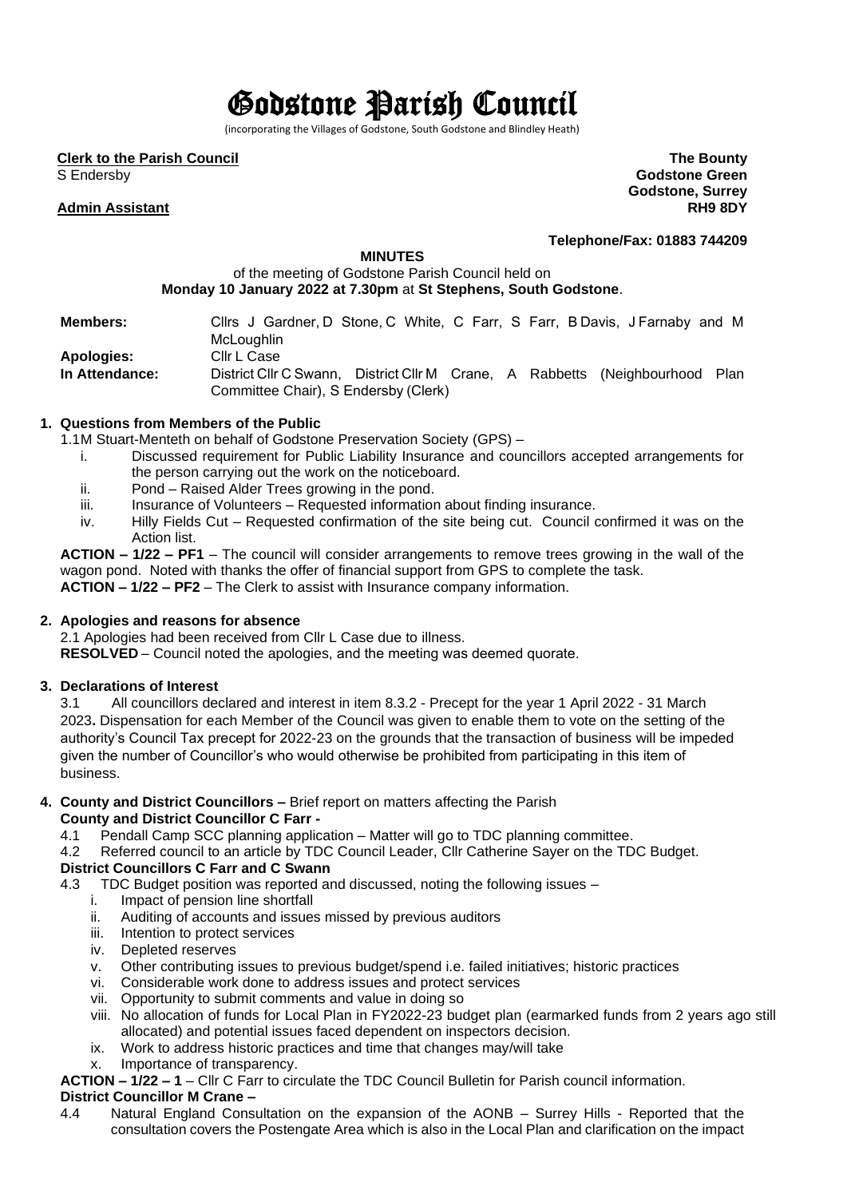# Godstone Parish Council

(incorporating the Villages of Godstone, South Godstone and Blindley Heath)

**Clerk to the Parish Council**
S Endersby

**Admin Assistant**

**The Bounty**
**Godstone Green**
**Godstone, Surrey**
**RH9 8DY**

**Telephone/Fax: 01883 744209**

**MINUTES**

of the meeting of Godstone Parish Council held on
**Monday 10 January 2022 at 7.30pm** at **St Stephens, South Godstone**.

| | |
|---|---|
| **Members:** | Cllrs J Gardner, D Stone, C White, C Farr, S Farr, B Davis, J Farnaby and M McLoughlin |
| **Apologies:** | Cllr L Case |
| **In Attendance:** | District Cllr C Swann, District Cllr M Crane, A Rabbetts (Neighbourhood Plan Committee Chair), S Endersby (Clerk) |

**1. Questions from Members of the Public**

1.1M Stuart-Menteth on behalf of Godstone Preservation Society (GPS) –

i. Discussed requirement for Public Liability Insurance and councillors accepted arrangements for the person carrying out the work on the noticeboard.
ii. Pond – Raised Alder Trees growing in the pond.
iii. Insurance of Volunteers – Requested information about finding insurance.
iv. Hilly Fields Cut – Requested confirmation of the site being cut. Council confirmed it was on the Action list.

**ACTION – 1/22 – PF1** – The council will consider arrangements to remove trees growing in the wall of the wagon pond. Noted with thanks the offer of financial support from GPS to complete the task.
**ACTION – 1/22 – PF2** – The Clerk to assist with Insurance company information.

**2. Apologies and reasons for absence**

2.1 Apologies had been received from Cllr L Case due to illness.
**RESOLVED** – Council noted the apologies, and the meeting was deemed quorate.

**3. Declarations of Interest**

3.1 All councillors declared and interest in item 8.3.2 - Precept for the year 1 April 2022 - 31 March 2023**.** Dispensation for each Member of the Council was given to enable them to vote on the setting of the authority's Council Tax precept for 2022-23 on the grounds that the transaction of business will be impeded given the number of Councillor's who would otherwise be prohibited from participating in this item of business.

**4. County and District Councillors –** Brief report on matters affecting the Parish

**County and District Councillor C Farr -**

4.1 Pendall Camp SCC planning application – Matter will go to TDC planning committee.
4.2 Referred council to an article by TDC Council Leader, Cllr Catherine Sayer on the TDC Budget.

**District Councillors C Farr and C Swann**

4.3 TDC Budget position was reported and discussed, noting the following issues –

i. Impact of pension line shortfall
ii. Auditing of accounts and issues missed by previous auditors
iii. Intention to protect services
iv. Depleted reserves
v. Other contributing issues to previous budget/spend i.e. failed initiatives; historic practices
vi. Considerable work done to address issues and protect services
vii. Opportunity to submit comments and value in doing so
viii. No allocation of funds for Local Plan in FY2022-23 budget plan (earmarked funds from 2 years ago still allocated) and potential issues faced dependent on inspectors decision.
ix. Work to address historic practices and time that changes may/will take
x. Importance of transparency.

**ACTION – 1/22 – 1** – Cllr C Farr to circulate the TDC Council Bulletin for Parish council information.

**District Councillor M Crane –**

4.4 Natural England Consultation on the expansion of the AONB – Surrey Hills - Reported that the consultation covers the Postengate Area which is also in the Local Plan and clarification on the impact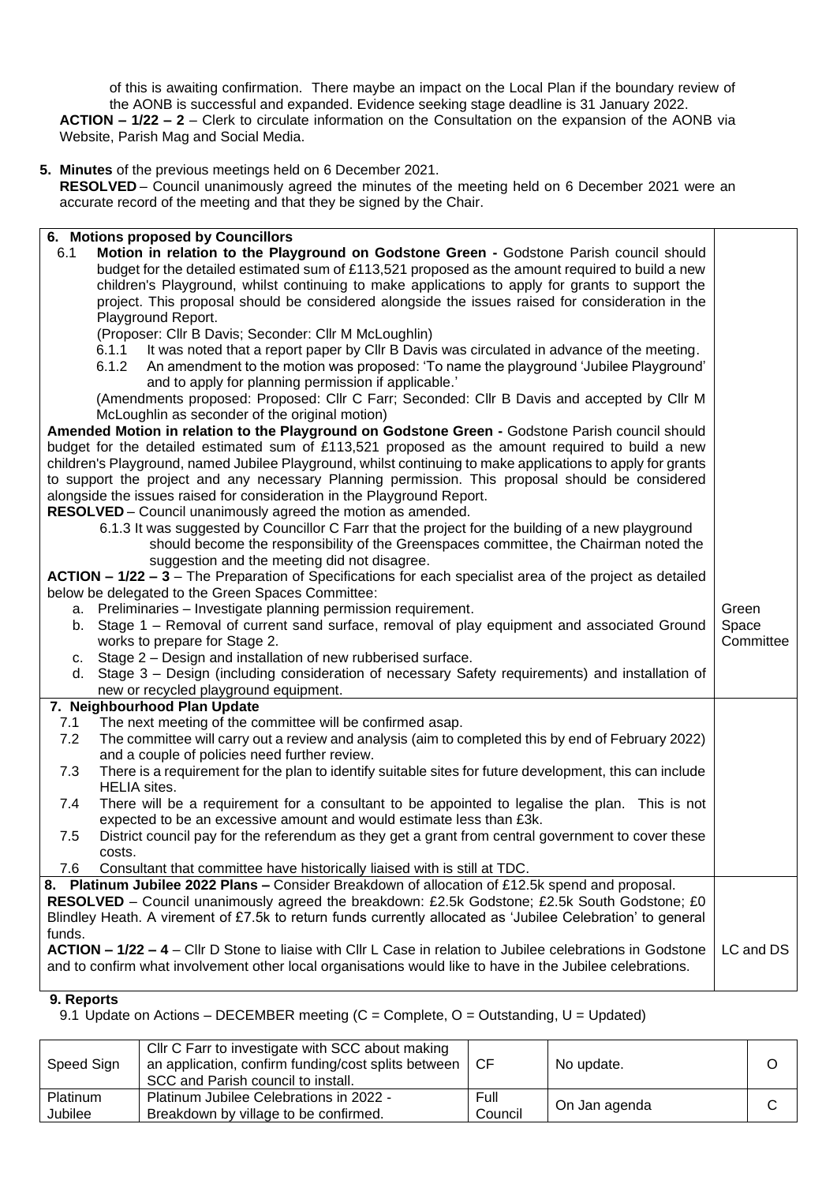of this is awaiting confirmation. There maybe an impact on the Local Plan if the boundary review of the AONB is successful and expanded. Evidence seeking stage deadline is 31 January 2022.

**ACTION – 1/22 – 2** – Clerk to circulate information on the Consultation on the expansion of the AONB via Website, Parish Mag and Social Media.

**5. Minutes** of the previous meetings held on 6 December 2021.

**RESOLVED** – Council unanimously agreed the minutes of the meeting held on 6 December 2021 were an accurate record of the meeting and that they be signed by the Chair.

| | |
|---|---|
| **6. Motions proposed by Councillors**<br>6.1 **Motion in relation to the Playground on Godstone Green -** Godstone Parish council should budget for the detailed estimated sum of £113,521 proposed as the amount required to build a new children's Playground, whilst continuing to make applications to apply for grants to support the project. This proposal should be considered alongside the issues raised for consideration in the Playground Report.<br>(Proposer: Cllr B Davis; Seconder: Cllr M McLoughlin)<br>6.1.1 It was noted that a report paper by Cllr B Davis was circulated in advance of the meeting.<br>6.1.2 An amendment to the motion was proposed: 'To name the playground 'Jubilee Playground' and to apply for planning permission if applicable.'<br>(Amendments proposed: Proposed: Cllr C Farr; Seconded: Cllr B Davis and accepted by Cllr M McLoughlin as seconder of the original motion)<br>**Amended Motion in relation to the Playground on Godstone Green -** Godstone Parish council should budget for the detailed estimated sum of £113,521 proposed as the amount required to build a new children's Playground, named Jubilee Playground, whilst continuing to make applications to apply for grants to support the project and any necessary Planning permission. This proposal should be considered alongside the issues raised for consideration in the Playground Report.<br>**RESOLVED** – Council unanimously agreed the motion as amended.<br>6.1.3 It was suggested by Councillor C Farr that the project for the building of a new playground should become the responsibility of the Greenspaces committee, the Chairman noted the suggestion and the meeting did not disagree.<br>**ACTION – 1/22 – 3** – The Preparation of Specifications for each specialist area of the project as detailed below be delegated to the Green Spaces Committee:<br>a. Preliminaries – Investigate planning permission requirement.<br>b. Stage 1 – Removal of current sand surface, removal of play equipment and associated Ground works to prepare for Stage 2.<br>c. Stage 2 – Design and installation of new rubberised surface.<br>d. Stage 3 – Design (including consideration of necessary Safety requirements) and installation of new or recycled playground equipment. | Green Space Committee |
| **7. Neighbourhood Plan Update**<br>7.1 The next meeting of the committee will be confirmed asap.<br>7.2 The committee will carry out a review and analysis (aim to completed this by end of February 2022) and a couple of policies need further review.<br>7.3 There is a requirement for the plan to identify suitable sites for future development, this can include HELIA sites.<br>7.4 There will be a requirement for a consultant to be appointed to legalise the plan. This is not expected to be an excessive amount and would estimate less than £3k.<br>7.5 District council pay for the referendum as they get a grant from central government to cover these costs.<br>7.6 Consultant that committee have historically liaised with is still at TDC. | |
| **8. Platinum Jubilee 2022 Plans –** Consider Breakdown of allocation of £12.5k spend and proposal.<br>**RESOLVED** – Council unanimously agreed the breakdown: £2.5k Godstone; £2.5k South Godstone; £0 Blindley Heath. A virement of £7.5k to return funds currently allocated as 'Jubilee Celebration' to general funds.<br>**ACTION – 1/22 – 4** – Cllr D Stone to liaise with Cllr L Case in relation to Jubilee celebrations in Godstone and to confirm what involvement other local organisations would like to have in the Jubilee celebrations. | LC and DS |

**9. Reports**

9.1 Update on Actions – DECEMBER meeting (C = Complete, O = Outstanding, U = Updated)

| | | | | |
|---|---|---|---|---|
| Speed Sign | Cllr C Farr to investigate with SCC about making an application, confirm funding/cost splits between SCC and Parish council to install. | CF | No update. | O |
| Platinum Jubilee | Platinum Jubilee Celebrations in 2022 - Breakdown by village to be confirmed. | Full Council | On Jan agenda | C |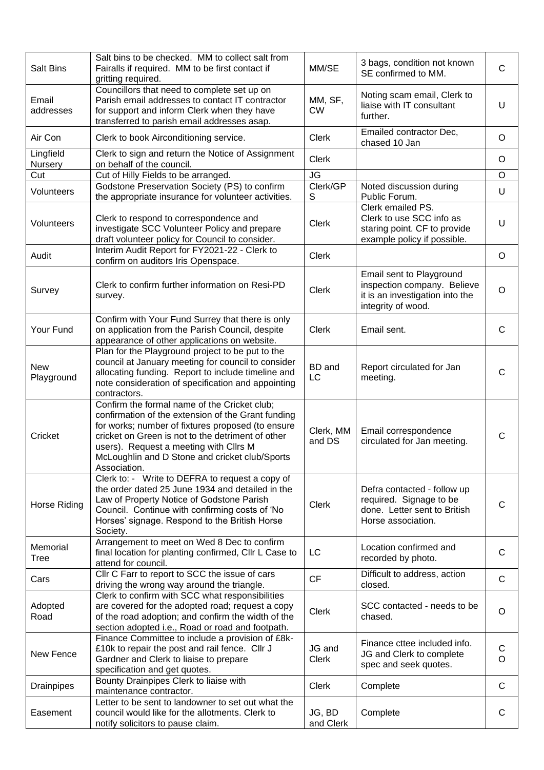| Salt Bins | Salt bins to be checked. MM to collect salt from Fairalls if required. MM to be first contact if gritting required. | MM/SE | 3 bags, condition not known SE confirmed to MM. | C |
|---|---|---|---|---|
| Email addresses | Councillors that need to complete set up on Parish email addresses to contact IT contractor for support and inform Clerk when they have transferred to parish email addresses asap. | MM, SF, CW | Noting scam email, Clerk to liaise with IT consultant further. | U |
| Air Con | Clerk to book Airconditioning service. | Clerk | Emailed contractor Dec, chased 10 Jan | O |
| Lingfield Nursery | Clerk to sign and return the Notice of Assignment on behalf of the council. | Clerk | | O |
| Cut | Cut of Hilly Fields to be arranged. | JG | | O |
| Volunteers | Godstone Preservation Society (PS) to confirm the appropriate insurance for volunteer activities. | Clerk/GPS | Noted discussion during Public Forum. | U |
| Volunteers | Clerk to respond to correspondence and investigate SCC Volunteer Policy and prepare draft volunteer policy for Council to consider. | Clerk | Clerk emailed PS. Clerk to use SCC info as staring point. CF to provide example policy if possible. | U |
| Audit | Interim Audit Report for FY2021-22 - Clerk to confirm on auditors Iris Openspace. | Clerk | | O |
| Survey | Clerk to confirm further information on Resi-PD survey. | Clerk | Email sent to Playground inspection company. Believe it is an investigation into the integrity of wood. | O |
| Your Fund | Confirm with Your Fund Surrey that there is only on application from the Parish Council, despite appearance of other applications on website. | Clerk | Email sent. | C |
| New Playground | Plan for the Playground project to be put to the council at January meeting for council to consider allocating funding. Report to include timeline and note consideration of specification and appointing contractors. | BD and LC | Report circulated for Jan meeting. | C |
| Cricket | Confirm the formal name of the Cricket club; confirmation of the extension of the Grant funding for works; number of fixtures proposed (to ensure cricket on Green is not to the detriment of other users). Request a meeting with Cllrs M McLoughlin and D Stone and cricket club/Sports Association. | Clerk, MM and DS | Email correspondence circulated for Jan meeting. | C |
| Horse Riding | Clerk to: - Write to DEFRA to request a copy of the order dated 25 June 1934 and detailed in the Law of Property Notice of Godstone Parish Council. Continue with confirming costs of 'No Horses' signage. Respond to the British Horse Society. | Clerk | Defra contacted - follow up required. Signage to be done. Letter sent to British Horse association. | C |
| Memorial Tree | Arrangement to meet on Wed 8 Dec to confirm final location for planting confirmed, Cllr L Case to attend for council. | LC | Location confirmed and recorded by photo. | C |
| Cars | Cllr C Farr to report to SCC the issue of cars driving the wrong way around the triangle. | CF | Difficult to address, action closed. | C |
| Adopted Road | Clerk to confirm with SCC what responsibilities are covered for the adopted road; request a copy of the road adoption; and confirm the width of the section adopted i.e., Road or road and footpath. | Clerk | SCC contacted - needs to be chased. | O |
| New Fence | Finance Committee to include a provision of £8k-£10k to repair the post and rail fence. Cllr J Gardner and Clerk to liaise to prepare specification and get quotes. | JG and Clerk | Finance cttee included info. JG and Clerk to complete spec and seek quotes. | C O |
| Drainpipes | Bounty Drainpipes Clerk to liaise with maintenance contractor. | Clerk | Complete | C |
| Easement | Letter to be sent to landowner to set out what the council would like for the allotments. Clerk to notify solicitors to pause claim. | JG, BD and Clerk | Complete | C |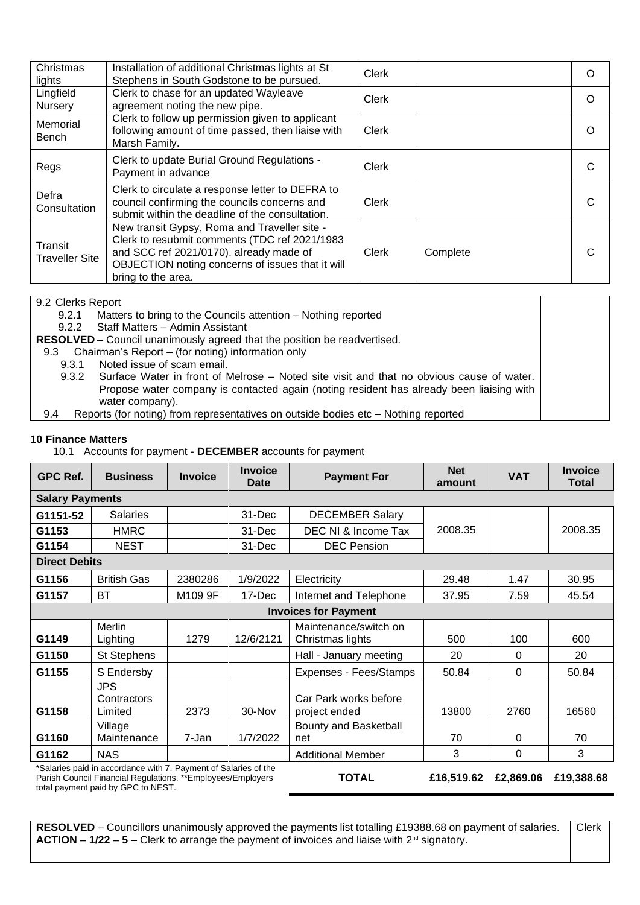| | | | | |
|---|---|---|---|---|
| Christmas lights | Installation of additional Christmas lights at St Stephens in South Godstone to be pursued. | Clerk | | O |
| Lingfield Nursery | Clerk to chase for an updated Wayleave agreement noting the new pipe. | Clerk | | O |
| Memorial Bench | Clerk to follow up permission given to applicant following amount of time passed, then liaise with Marsh Family. | Clerk | | O |
| Regs | Clerk to update Burial Ground Regulations - Payment in advance | Clerk | | C |
| Defra Consultation | Clerk to circulate a response letter to DEFRA to council confirming the councils concerns and submit within the deadline of the consultation. | Clerk | | C |
| Transit Traveller Site | New transit Gypsy, Roma and Traveller site - Clerk to resubmit comments (TDC ref 2021/1983 and SCC ref 2021/0170). already made of OBJECTION noting concerns of issues that it will bring to the area. | Clerk | Complete | C |

9.2 Clerks Report

- 9.2.1 Matters to bring to the Councils attention – Nothing reported
- 9.2.2 Staff Matters – Admin Assistant

**RESOLVED** – Council unanimously agreed that the position be readvertised.

9.3 Chairman's Report – (for noting) information only

- 9.3.1 Noted issue of scam email.
- 9.3.2 Surface Water in front of Melrose – Noted site visit and that no obvious cause of water. Propose water company is contacted again (noting resident has already been liaising with water company).

9.4 Reports (for noting) from representatives on outside bodies etc – Nothing reported

**10 Finance Matters**

10.1 Accounts for payment - **DECEMBER** accounts for payment

| GPC Ref. | Business | Invoice | Invoice Date | Payment For | Net amount | VAT | Invoice Total |
|---|---|---|---|---|---|---|---|
| **Salary Payments** | | | | | | | |
| G1151-52 | Salaries | | 31-Dec | DECEMBER Salary | 2008.35 | | 2008.35 |
| G1153 | HMRC | | 31-Dec | DEC NI & Income Tax | | | |
| G1154 | NEST | | 31-Dec | DEC Pension | | | |
| **Direct Debits** | | | | | | | |
| G1156 | British Gas | 2380286 | 1/9/2022 | Electricity | 29.48 | 1.47 | 30.95 |
| G1157 | BT | M109 9F | 17-Dec | Internet and Telephone | 37.95 | 7.59 | 45.54 |
| **Invoices for Payment** | | | | | | | |
| G1149 | Merlin Lighting | 1279 | 12/6/2121 | Maintenance/switch on Christmas lights | 500 | 100 | 600 |
| G1150 | St Stephens | | | Hall - January meeting | 20 | 0 | 20 |
| G1155 | S Endersby | | | Expenses - Fees/Stamps | 50.84 | 0 | 50.84 |
| G1158 | JPS Contractors Limited | 2373 | 30-Nov | Car Park works before project ended | 13800 | 2760 | 16560 |
| G1160 | Village Maintenance | 7-Jan | 1/7/2022 | Bounty and Basketball net | 70 | 0 | 70 |
| G1162 | NAS | | | Additional Member | 3 | 0 | 3 |
| | | | | **TOTAL** | **£16,519.62** | **£2,869.06** | **£19,388.68** |

*Salaries paid in accordance with 7. Payment of Salaries of the Parish Council Financial Regulations. **Employees/Employers total payment paid by GPC to NEST.

**RESOLVED** – Councillors unanimously approved the payments list totalling £19388.68 on payment of salaries.
**ACTION – 1/22 – 5** – Clerk to arrange the payment of invoices and liaise with 2nd signatory. — Clerk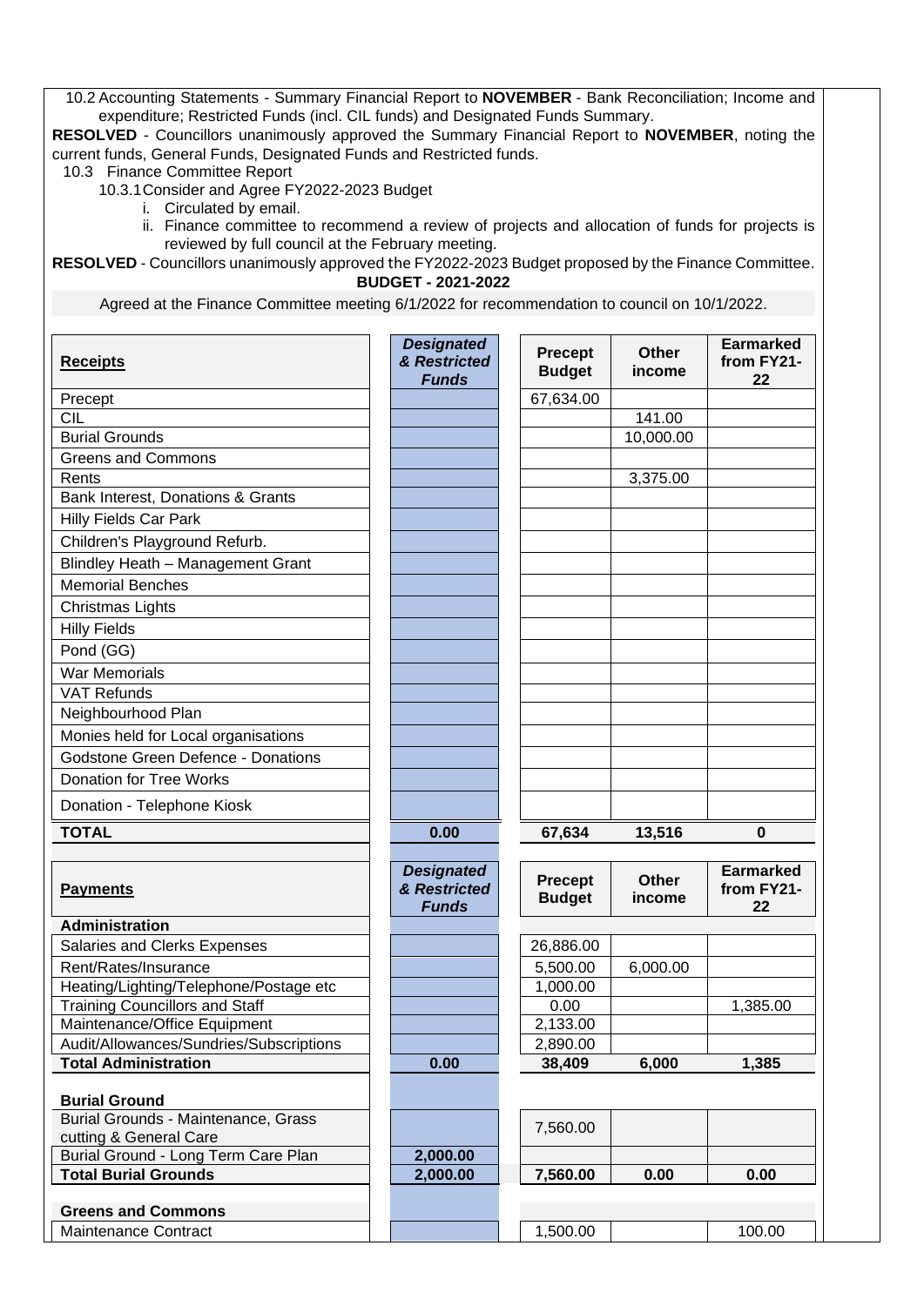10.2 Accounting Statements - Summary Financial Report to **NOVEMBER** - Bank Reconciliation; Income and expenditure; Restricted Funds (incl. CIL funds) and Designated Funds Summary.

**RESOLVED** - Councillors unanimously approved the Summary Financial Report to **NOVEMBER**, noting the current funds, General Funds, Designated Funds and Restricted funds.

10.3 Finance Committee Report

10.3.1 Consider and Agree FY2022-2023 Budget

i. Circulated by email.

ii. Finance committee to recommend a review of projects and allocation of funds for projects is reviewed by full council at the February meeting.

**RESOLVED** - Councillors unanimously approved the FY2022-2023 Budget proposed by the Finance Committee.

**BUDGET - 2021-2022**

Agreed at the Finance Committee meeting 6/1/2022 for recommendation to council on 10/1/2022.

| **Receipts** | ***Designated & Restricted Funds*** | **Precept Budget** | **Other income** | **Earmarked from FY21-22** |
|---|---|---|---|---|
| Precept | | 67,634.00 | | |
| CIL | | | 141.00 | |
| Burial Grounds | | | 10,000.00 | |
| Greens and Commons | | | | |
| Rents | | | 3,375.00 | |
| Bank Interest, Donations & Grants | | | | |
| Hilly Fields Car Park | | | | |
| Children's Playground Refurb. | | | | |
| Blindley Heath – Management Grant | | | | |
| Memorial Benches | | | | |
| Christmas Lights | | | | |
| Hilly Fields | | | | |
| Pond (GG) | | | | |
| War Memorials | | | | |
| VAT Refunds | | | | |
| Neighbourhood Plan | | | | |
| Monies held for Local organisations | | | | |
| Godstone Green Defence - Donations | | | | |
| Donation for Tree Works | | | | |
| Donation - Telephone Kiosk | | | | |
| **TOTAL** | **0.00** | **67,634** | **13,516** | **0** |

| **Payments** | ***Designated & Restricted Funds*** | **Precept Budget** | **Other income** | **Earmarked from FY21-22** |
|---|---|---|---|---|
| **Administration** | | | | |
| Salaries and Clerks Expenses | | 26,886.00 | | |
| Rent/Rates/Insurance | | 5,500.00 | 6,000.00 | |
| Heating/Lighting/Telephone/Postage etc | | 1,000.00 | | |
| Training Councillors and Staff | | 0.00 | | 1,385.00 |
| Maintenance/Office Equipment | | 2,133.00 | | |
| Audit/Allowances/Sundries/Subscriptions | | 2,890.00 | | |
| **Total Administration** | **0.00** | **38,409** | **6,000** | **1,385** |
| | | | | |
| **Burial Ground** | | | | |
| Burial Grounds - Maintenance, Grass cutting & General Care | | 7,560.00 | | |
| Burial Ground - Long Term Care Plan | 2,000.00 | | | |
| **Total Burial Grounds** | **2,000.00** | **7,560.00** | **0.00** | **0.00** |
| | | | | |
| **Greens and Commons** | | | | |
| Maintenance Contract | | 1,500.00 | | 100.00 |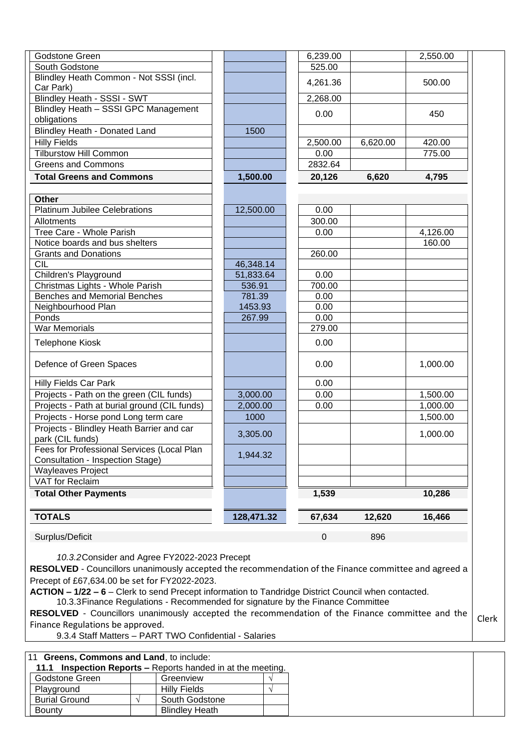| | | | | |
|---|---|---|---|---|
| Godstone Green | | 6,239.00 | | 2,550.00 |
| South Godstone | | 525.00 | | |
| Blindley Heath Common - Not SSSI (incl. Car Park) | | 4,261.36 | | 500.00 |
| Blindley Heath - SSSI - SWT | | 2,268.00 | | |
| Blindley Heath – SSSI GPC Management obligations | | 0.00 | | 450 |
| Blindley Heath - Donated Land | 1500 | | | |
| Hilly Fields | | 2,500.00 | 6,620.00 | 420.00 |
| Tilburstow Hill Common | | 0.00 | | 775.00 |
| Greens and Commons | | 2832.64 | | |
| **Total Greens and Commons** | **1,500.00** | **20,126** | **6,620** | **4,795** |
| | | | | |
| **Other** | | | | |
| Platinum Jubilee Celebrations | 12,500.00 | 0.00 | | |
| Allotments | | 300.00 | | |
| Tree Care - Whole Parish | | 0.00 | | 4,126.00 |
| Notice boards and bus shelters | | | | 160.00 |
| Grants and Donations | | 260.00 | | |
| CIL | 46,348.14 | | | |
| Children's Playground | 51,833.64 | 0.00 | | |
| Christmas Lights - Whole Parish | 536.91 | 700.00 | | |
| Benches and Memorial Benches | 781.39 | 0.00 | | |
| Neighbourhood Plan | 1453.93 | 0.00 | | |
| Ponds | 267.99 | 0.00 | | |
| War Memorials | | 279.00 | | |
| Telephone Kiosk | | 0.00 | | |
| Defence of Green Spaces | | 0.00 | | 1,000.00 |
| Hilly Fields Car Park | | 0.00 | | |
| Projects - Path on the green (CIL funds) | 3,000.00 | 0.00 | | 1,500.00 |
| Projects - Path at burial ground (CIL funds) | 2,000.00 | 0.00 | | 1,000.00 |
| Projects - Horse pond Long term care | 1000 | | | 1,500.00 |
| Projects - Blindley Heath Barrier and car park (CIL funds) | 3,305.00 | | | 1,000.00 |
| Fees for Professional Services (Local Plan Consultation - Inspection Stage) | 1,944.32 | | | |
| Wayleaves Project | | | | |
| VAT for Reclaim | | | | |
| **Total Other Payments** | | **1,539** | | **10,286** |
| | | | | |
| **TOTALS** | **128,471.32** | **67,634** | **12,620** | **16,466** |
| | | | | |
| Surplus/Deficit | | 0 | 896 | |

*10.3.2* Consider and Agree FY2022-2023 Precept

**RESOLVED** - Councillors unanimously accepted the recommendation of the Finance committee and agreed a Precept of £67,634.00 be set for FY2022-2023.

**ACTION – 1/22 – 6** – Clerk to send Precept information to Tandridge District Council when contacted. — Clerk

10.3.3 Finance Regulations - Recommended for signature by the Finance Committee

**RESOLVED** - Councillors unanimously accepted the recommendation of the Finance committee and the Finance Regulations be approved.

9.3.4 Staff Matters – PART TWO Confidential - Salaries

11 **Greens, Commons and Land**, to include:

**11.1 Inspection Reports –** Reports handed in at the meeting.

| | | | |
|---|---|---|---|
| Godstone Green | | Greenview | √ |
| Playground | | Hilly Fields | √ |
| Burial Ground | √ | South Godstone | |
| Bounty | | Blindley Heath | |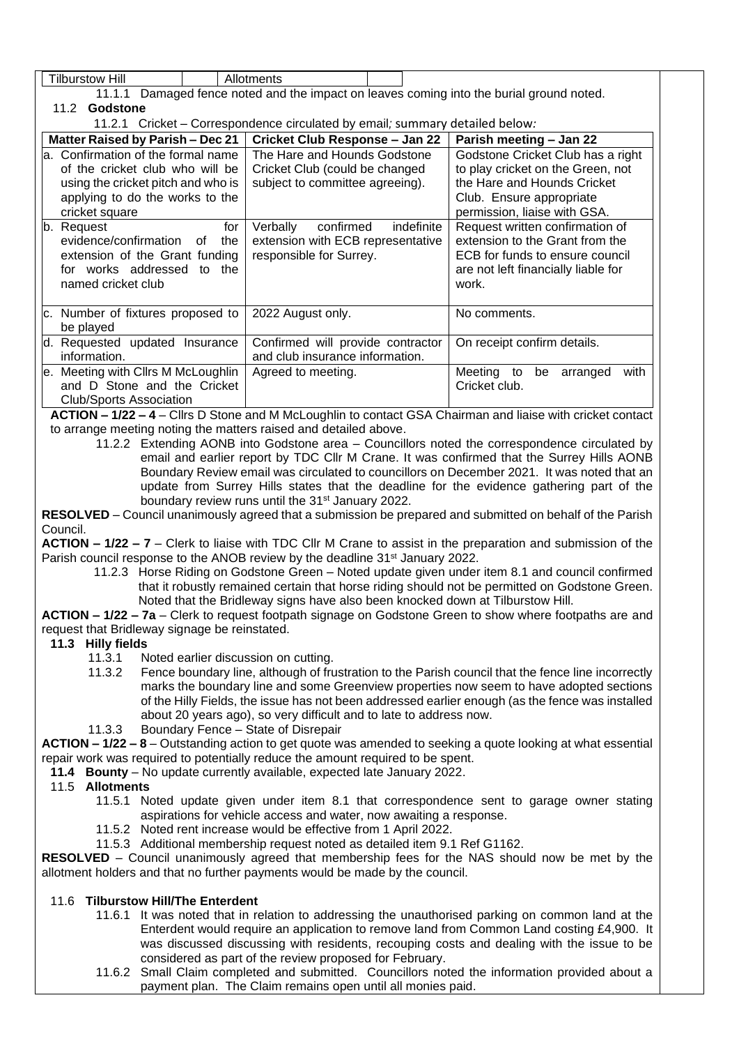| Tilburstow Hill | | Allotments | |
|---|---|---|---|

11.1.1 Damaged fence noted and the impact on leaves coming into the burial ground noted.

11.2 **Godstone**

11.2.1 Cricket – Correspondence circulated by email*;* summary detailed below*:*

| Matter Raised by Parish – Dec 21 | Cricket Club Response – Jan 22 | Parish meeting – Jan 22 |
|---|---|---|
| a. Confirmation of the formal name of the cricket club who will be using the cricket pitch and who is applying to do the works to the cricket square | The Hare and Hounds Godstone Cricket Club (could be changed subject to committee agreeing). | Godstone Cricket Club has a right to play cricket on the Green, not the Hare and Hounds Cricket Club. Ensure appropriate permission, liaise with GSA. |
| b. Request for evidence/confirmation of the extension of the Grant funding for works addressed to the named cricket club | Verbally confirmed indefinite extension with ECB representative responsible for Surrey. | Request written confirmation of extension to the Grant from the ECB for funds to ensure council are not left financially liable for work. |
| c. Number of fixtures proposed to be played | 2022 August only. | No comments. |
| d. Requested updated Insurance information. | Confirmed will provide contractor and club insurance information. | On receipt confirm details. |
| e. Meeting with Cllrs M McLoughlin and D Stone and the Cricket Club/Sports Association | Agreed to meeting. | Meeting to be arranged with Cricket club. |

**ACTION – 1/22 – 4** – Cllrs D Stone and M McLoughlin to contact GSA Chairman and liaise with cricket contact to arrange meeting noting the matters raised and detailed above.

11.2.2 Extending AONB into Godstone area – Councillors noted the correspondence circulated by email and earlier report by TDC Cllr M Crane. It was confirmed that the Surrey Hills AONB Boundary Review email was circulated to councillors on December 2021. It was noted that an update from Surrey Hills states that the deadline for the evidence gathering part of the boundary review runs until the 31st January 2022.

**RESOLVED** – Council unanimously agreed that a submission be prepared and submitted on behalf of the Parish Council.

**ACTION – 1/22 – 7** – Clerk to liaise with TDC Cllr M Crane to assist in the preparation and submission of the Parish council response to the ANOB review by the deadline 31st January 2022.

11.2.3 Horse Riding on Godstone Green – Noted update given under item 8.1 and council confirmed that it robustly remained certain that horse riding should not be permitted on Godstone Green. Noted that the Bridleway signs have also been knocked down at Tilburstow Hill.

**ACTION – 1/22 – 7a** – Clerk to request footpath signage on Godstone Green to show where footpaths are and request that Bridleway signage be reinstated.

**11.3 Hilly fields**

11.3.1 Noted earlier discussion on cutting.

11.3.2 Fence boundary line, although of frustration to the Parish council that the fence line incorrectly marks the boundary line and some Greenview properties now seem to have adopted sections of the Hilly Fields, the issue has not been addressed earlier enough (as the fence was installed about 20 years ago), so very difficult and to late to address now.

11.3.3 Boundary Fence – State of Disrepair

**ACTION – 1/22 – 8** – Outstanding action to get quote was amended to seeking a quote looking at what essential repair work was required to potentially reduce the amount required to be spent.

**11.4 Bounty** – No update currently available, expected late January 2022.

11.5 **Allotments**

11.5.1 Noted update given under item 8.1 that correspondence sent to garage owner stating aspirations for vehicle access and water, now awaiting a response.

11.5.2 Noted rent increase would be effective from 1 April 2022.

11.5.3 Additional membership request noted as detailed item 9.1 Ref G1162.

**RESOLVED** – Council unanimously agreed that membership fees for the NAS should now be met by the allotment holders and that no further payments would be made by the council.

11.6 **Tilburstow Hill/The Enterdent**

11.6.1 It was noted that in relation to addressing the unauthorised parking on common land at the Enterdent would require an application to remove land from Common Land costing £4,900. It was discussed discussing with residents, recouping costs and dealing with the issue to be considered as part of the review proposed for February.

11.6.2 Small Claim completed and submitted. Councillors noted the information provided about a payment plan. The Claim remains open until all monies paid.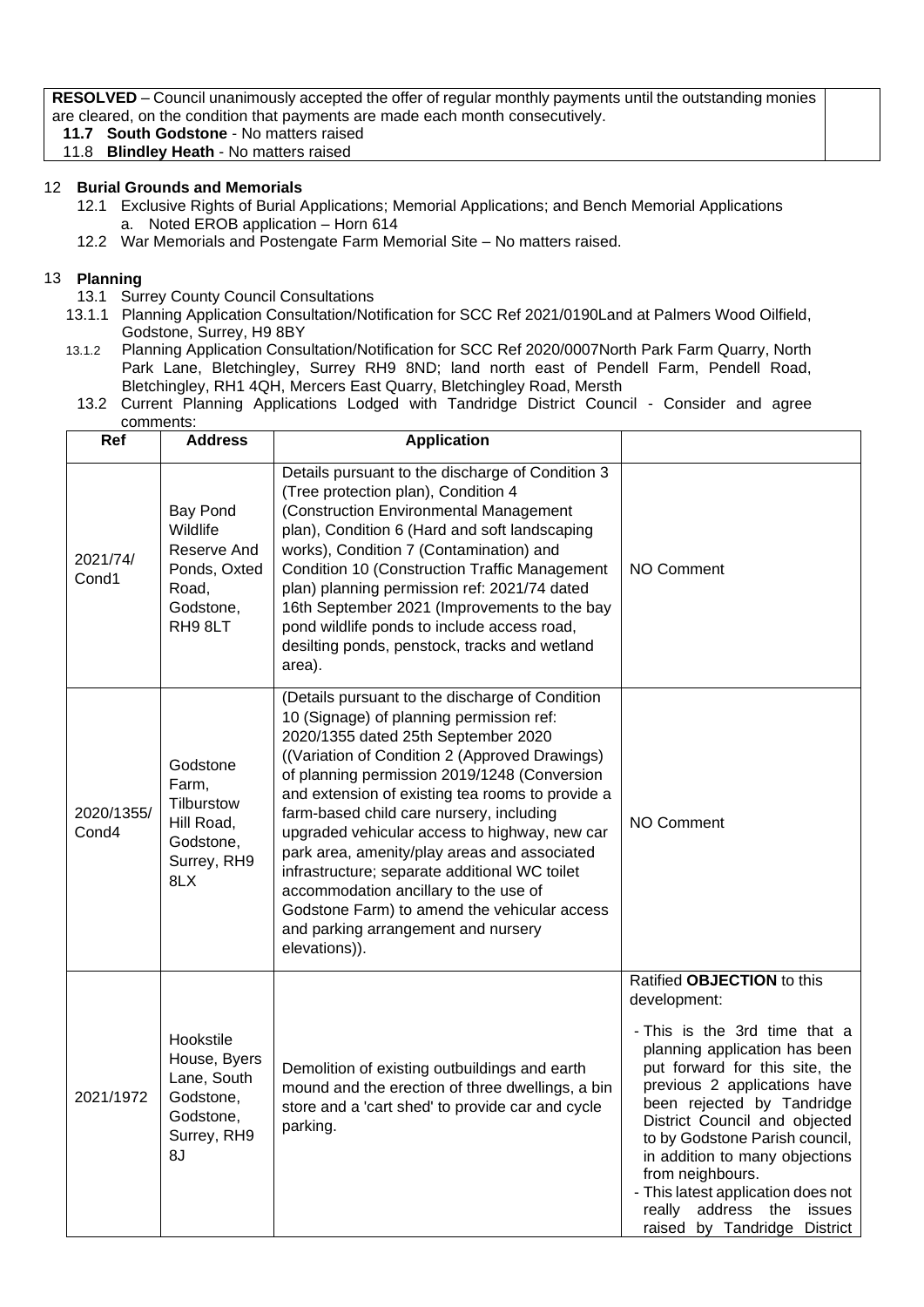| | |
|---|---|
| **RESOLVED** – Council unanimously accepted the offer of regular monthly payments until the outstanding monies are cleared, on the condition that payments are made each month consecutively.<br>**11.7 South Godstone** - No matters raised<br>11.8 **Blindley Heath** - No matters raised | |

## 12 Burial Grounds and Memorials

12.1 Exclusive Rights of Burial Applications; Memorial Applications; and Bench Memorial Applications

a. Noted EROB application – Horn 614

12.2 War Memorials and Postengate Farm Memorial Site – No matters raised.

## 13 Planning

13.1 Surrey County Council Consultations

13.1.1 Planning Application Consultation/Notification for SCC Ref 2021/0190Land at Palmers Wood Oilfield, Godstone, Surrey, H9 8BY

13.1.2 Planning Application Consultation/Notification for SCC Ref 2020/0007North Park Farm Quarry, North Park Lane, Bletchingley, Surrey RH9 8ND; land north east of Pendell Farm, Pendell Road, Bletchingley, RH1 4QH, Mercers East Quarry, Bletchingley Road, Mersth

13.2 Current Planning Applications Lodged with Tandridge District Council - Consider and agree comments:

| Ref | Address | Application | |
|---|---|---|---|
| 2021/74/ Cond1 | Bay Pond Wildlife Reserve And Ponds, Oxted Road, Godstone, RH9 8LT | Details pursuant to the discharge of Condition 3 (Tree protection plan), Condition 4 (Construction Environmental Management plan), Condition 6 (Hard and soft landscaping works), Condition 7 (Contamination) and Condition 10 (Construction Traffic Management plan) planning permission ref: 2021/74 dated 16th September 2021 (Improvements to the bay pond wildlife ponds to include access road, desilting ponds, penstock, tracks and wetland area). | NO Comment |
| 2020/1355/ Cond4 | Godstone Farm, Tilburstow Hill Road, Godstone, Surrey, RH9 8LX | (Details pursuant to the discharge of Condition 10 (Signage) of planning permission ref: 2020/1355 dated 25th September 2020 ((Variation of Condition 2 (Approved Drawings) of planning permission 2019/1248 (Conversion and extension of existing tea rooms to provide a farm-based child care nursery, including upgraded vehicular access to highway, new car park area, amenity/play areas and associated infrastructure; separate additional WC toilet accommodation ancillary to the use of Godstone Farm) to amend the vehicular access and parking arrangement and nursery elevations)). | NO Comment |
| 2021/1972 | Hookstile House, Byers Lane, South Godstone, Godstone, Surrey, RH9 8J | Demolition of existing outbuildings and earth mound and the erection of three dwellings, a bin store and a 'cart shed' to provide car and cycle parking. | Ratified **OBJECTION** to this development:<br>- This is the 3rd time that a planning application has been put forward for this site, the previous 2 applications have been rejected by Tandridge District Council and objected to by Godstone Parish council, in addition to many objections from neighbours.<br>- This latest application does not really address the issues raised by Tandridge District |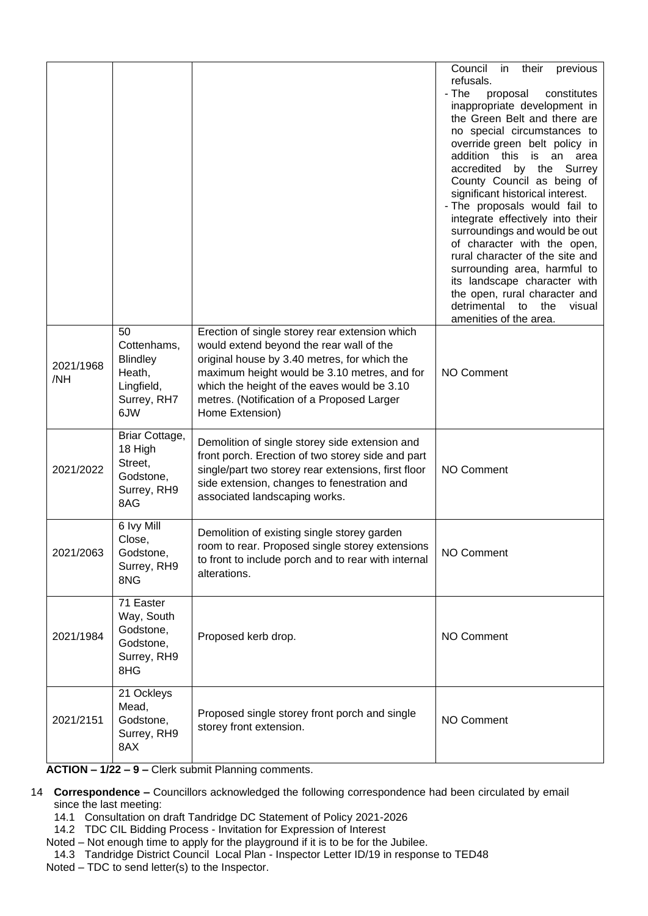| | | | |
|---|---|---|---|
| | | | Council in their previous refusals.<br>- The proposal constitutes inappropriate development in the Green Belt and there are no special circumstances to override green belt policy in addition this is an area accredited by the Surrey County Council as being of significant historical interest.<br>- The proposals would fail to integrate effectively into their surroundings and would be out of character with the open, rural character of the site and surrounding area, harmful to its landscape character with the open, rural character and detrimental to the visual amenities of the area. |
| 2021/1968 /NH | 50 Cottenhams, Blindley Heath, Lingfield, Surrey, RH7 6JW | Erection of single storey rear extension which would extend beyond the rear wall of the original house by 3.40 metres, for which the maximum height would be 3.10 metres, and for which the height of the eaves would be 3.10 metres. (Notification of a Proposed Larger Home Extension) | NO Comment |
| 2021/2022 | Briar Cottage, 18 High Street, Godstone, Surrey, RH9 8AG | Demolition of single storey side extension and front porch. Erection of two storey side and part single/part two storey rear extensions, first floor side extension, changes to fenestration and associated landscaping works. | NO Comment |
| 2021/2063 | 6 Ivy Mill Close, Godstone, Surrey, RH9 8NG | Demolition of existing single storey garden room to rear. Proposed single storey extensions to front to include porch and to rear with internal alterations. | NO Comment |
| 2021/1984 | 71 Easter Way, South Godstone, Godstone, Surrey, RH9 8HG | Proposed kerb drop. | NO Comment |
| 2021/2151 | 21 Ockleys Mead, Godstone, Surrey, RH9 8AX | Proposed single storey front porch and single storey front extension. | NO Comment |

**ACTION – 1/22 – 9 –** Clerk submit Planning comments.

14 **Correspondence –** Councillors acknowledged the following correspondence had been circulated by email since the last meeting:

14.1 Consultation on draft Tandridge DC Statement of Policy 2021-2026

14.2 TDC CIL Bidding Process - Invitation for Expression of Interest

Noted – Not enough time to apply for the playground if it is to be for the Jubilee.

14.3 Tandridge District Council Local Plan - Inspector Letter ID/19 in response to TED48

Noted – TDC to send letter(s) to the Inspector.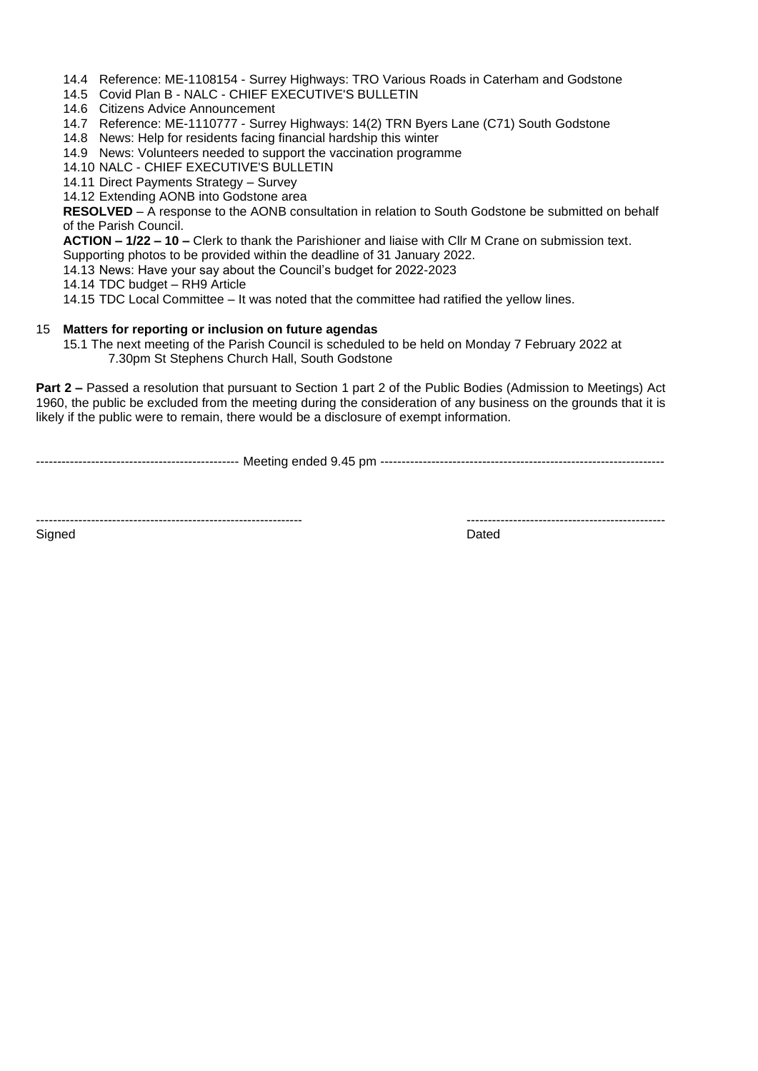14.4 Reference: ME-1108154 - Surrey Highways: TRO Various Roads in Caterham and Godstone
14.5 Covid Plan B - NALC - CHIEF EXECUTIVE'S BULLETIN
14.6 Citizens Advice Announcement
14.7 Reference: ME-1110777 - Surrey Highways: 14(2) TRN Byers Lane (C71) South Godstone
14.8 News: Help for residents facing financial hardship this winter
14.9 News: Volunteers needed to support the vaccination programme
14.10 NALC - CHIEF EXECUTIVE'S BULLETIN
14.11 Direct Payments Strategy – Survey
14.12 Extending AONB into Godstone area

**RESOLVED** – A response to the AONB consultation in relation to South Godstone be submitted on behalf of the Parish Council.

**ACTION – 1/22 – 10 –** Clerk to thank the Parishioner and liaise with Cllr M Crane on submission text. Supporting photos to be provided within the deadline of 31 January 2022.

14.13 News: Have your say about the Council's budget for 2022-2023
14.14 TDC budget – RH9 Article
14.15 TDC Local Committee – It was noted that the committee had ratified the yellow lines.

15 **Matters for reporting or inclusion on future agendas**

15.1 The next meeting of the Parish Council is scheduled to be held on Monday 7 February 2022 at 7.30pm St Stephens Church Hall, South Godstone

**Part 2 –** Passed a resolution that pursuant to Section 1 part 2 of the Public Bodies (Admission to Meetings) Act 1960, the public be excluded from the meeting during the consideration of any business on the grounds that it is likely if the public were to remain, there would be a disclosure of exempt information.

------------------------------------------------ Meeting ended 9.45 pm ------------------------------------------------

--------------------------------------------------------------- Signed

----------------------------------------------- Dated